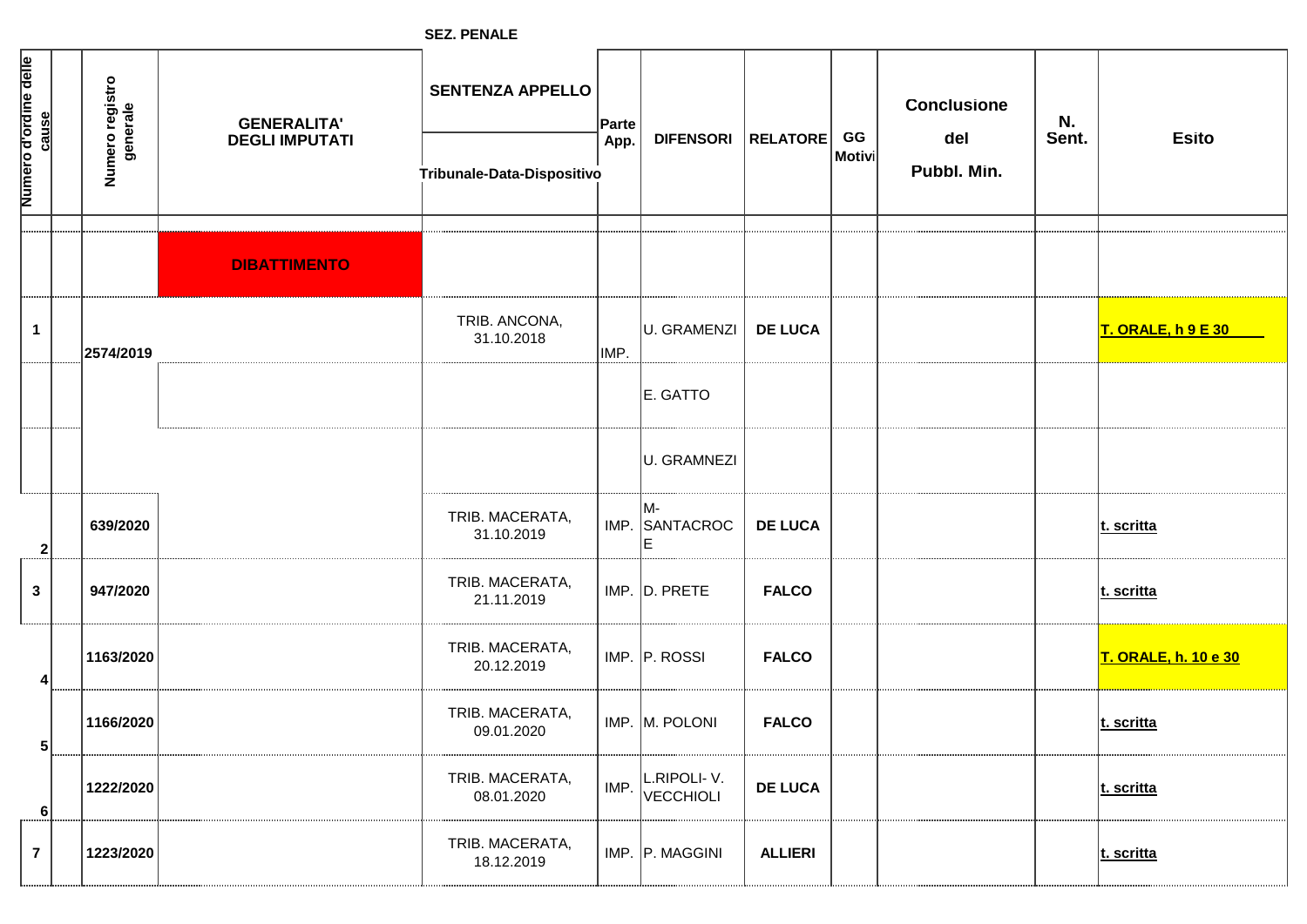SEZ. PENALE

| Numero d'ordine delle cause | | Numero registro generale | GENERALITA' DEGLI IMPUTATI | SENTENZA APPELLO Tribunale-Data-Dispositivo | Parte App. | DIFENSORI | RELATORE | GG Motivi | Conclusione del Pubbl. Min. | N. Sent. | Esito |
|---|---|---|---|---|---|---|---|---|---|---|---|
| | | | **DIBATTIMENTO** | | | | | | | | |
| 1 | | 2574/2019 | | TRIB. ANCONA, 31.10.2018 | IMP. | U. GRAMENZI | **DE LUCA** | | | | **T. ORALE, h 9 E 30** |
| | | | | | | E. GATTO | | | | | |
| | | | | | | U. GRAMNEZI | | | | | |
| 2 | | 639/2020 | | TRIB. MACERATA, 31.10.2019 | IMP. | M-SANTACROCE | **DE LUCA** | | | | **t. scritta** |
| 3 | | 947/2020 | | TRIB. MACERATA, 21.11.2019 | IMP. | D. PRETE | **FALCO** | | | | **t. scritta** |
| 4 | | 1163/2020 | | TRIB. MACERATA, 20.12.2019 | IMP. | P. ROSSI | **FALCO** | | | | **T. ORALE, h. 10 e 30** |
| 5 | | 1166/2020 | | TRIB. MACERATA, 09.01.2020 | IMP. | M. POLONI | **FALCO** | | | | **t. scritta** |
| 6 | | 1222/2020 | | TRIB. MACERATA, 08.01.2020 | IMP. | L.RIPOLI- V. VECCHIOLI | **DE LUCA** | | | | **t. scritta** |
| 7 | | 1223/2020 | | TRIB. MACERATA, 18.12.2019 | IMP. | P. MAGGINI | **ALLIERI** | | | | **t. scritta** |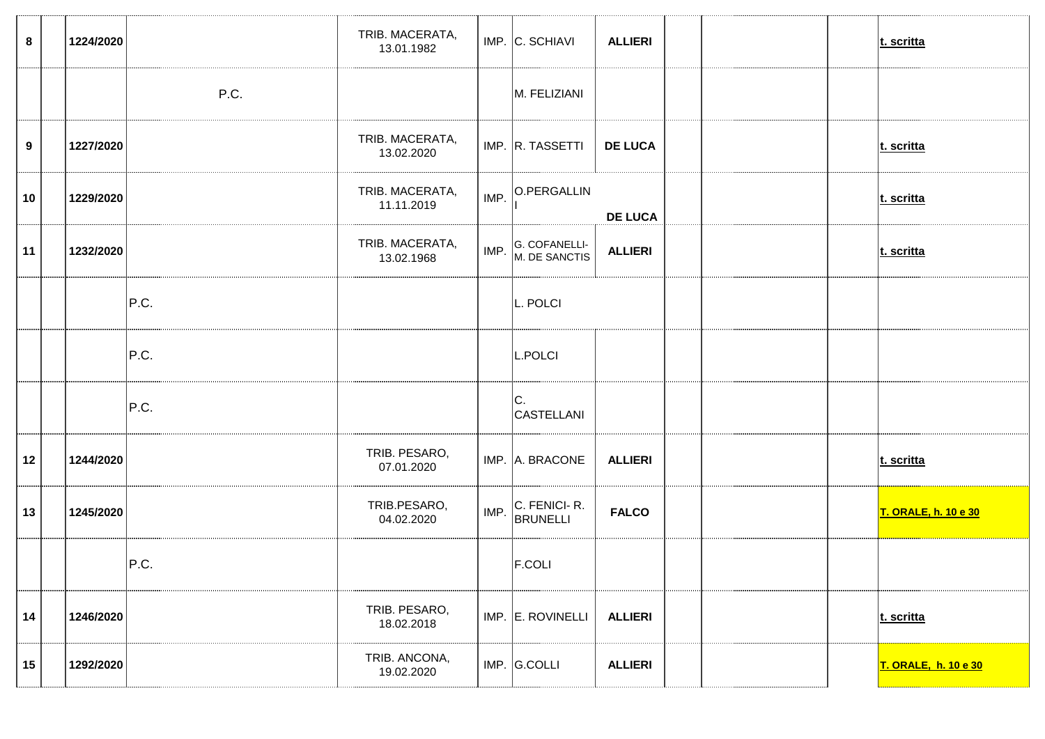| | | | | | | | | | | | |
|---|---|---|---|---|---|---|---|---|---|---|---|
| **8** | | **1224/2020** | | TRIB. MACERATA, 13.01.1982 | IMP. | C. SCHIAVI | **ALLIERI** | | | | **t. scritta** |
| | | | P.C. | | | M. FELIZIANI | | | | | |
| **9** | | **1227/2020** | | TRIB. MACERATA, 13.02.2020 | IMP. | R. TASSETTI | **DE LUCA** | | | | **t. scritta** |
| **10** | | **1229/2020** | | TRIB. MACERATA, 11.11.2019 | IMP. | O.PERGALLINI | **DE LUCA** | | | | **t. scritta** |
| **11** | | **1232/2020** | | TRIB. MACERATA, 13.02.1968 | IMP. | G. COFANELLI- M. DE SANCTIS | **ALLIERI** | | | | **t. scritta** |
| | | | P.C. | | | L. POLCI | | | | | |
| | | | P.C. | | | L.POLCI | | | | | |
| | | | P.C. | | | C. CASTELLANI | | | | | |
| **12** | | **1244/2020** | | TRIB. PESARO, 07.01.2020 | IMP. | A. BRACONE | **ALLIERI** | | | | **t. scritta** |
| **13** | | **1245/2020** | | TRIB.PESARO, 04.02.2020 | IMP. | C. FENICI- R. BRUNELLI | **FALCO** | | | | **T. ORALE, h. 10 e 30** |
| | | | P.C. | | | F.COLI | | | | | |
| **14** | | **1246/2020** | | TRIB. PESARO, 18.02.2018 | IMP. | E. ROVINELLI | **ALLIERI** | | | | **t. scritta** |
| **15** | | **1292/2020** | | TRIB. ANCONA, 19.02.2020 | IMP. | G.COLLI | **ALLIERI** | | | | **T. ORALE, h. 10 e 30** |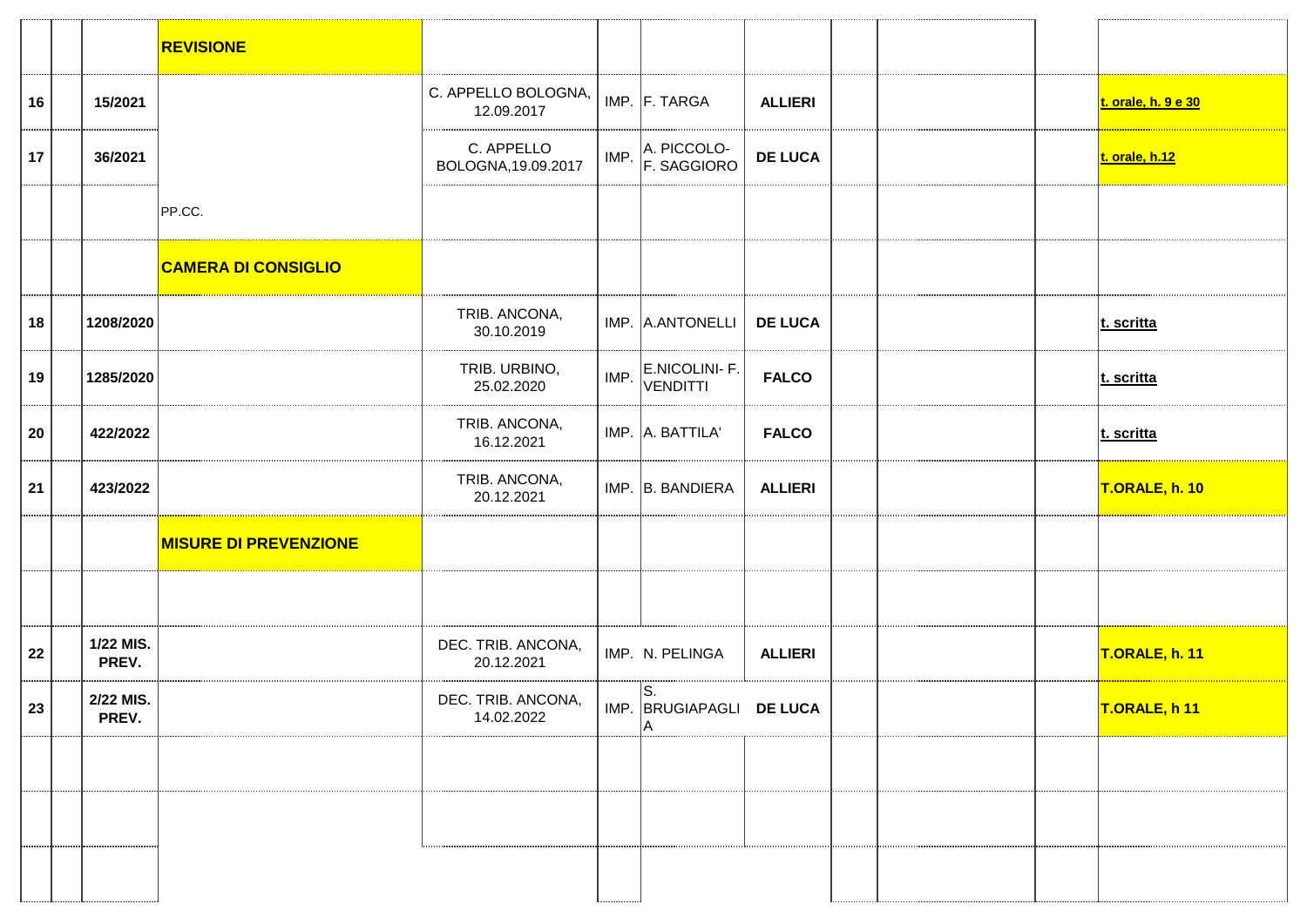| | | | | | | | | | | | |
|---|---|---|---|---|---|---|---|---|---|---|---|
| | | | **REVISIONE** | | | | | | | | |
| **16** | | **15/2021** | | C. APPELLO BOLOGNA, 12.09.2017 | IMP. | F. TARGA | **ALLIERI** | | | | **t. orale, h. 9 e 30** |
| **17** | | **36/2021** | | C. APPELLO BOLOGNA,19.09.2017 | IMP. | A. PICCOLO- F. SAGGIORO | **DE LUCA** | | | | **t. orale, h.12** |
| | | | PP.CC. | | | | | | | | |
| | | | **CAMERA DI CONSIGLIO** | | | | | | | | |
| **18** | | **1208/2020** | | TRIB. ANCONA, 30.10.2019 | IMP. | A.ANTONELLI | **DE LUCA** | | | | **t. scritta** |
| **19** | | **1285/2020** | | TRIB. URBINO, 25.02.2020 | IMP. | E.NICOLINI- F. VENDITTI | **FALCO** | | | | **t. scritta** |
| **20** | | **422/2022** | | TRIB. ANCONA, 16.12.2021 | IMP. | A. BATTILA' | **FALCO** | | | | **t. scritta** |
| **21** | | **423/2022** | | TRIB. ANCONA, 20.12.2021 | IMP. | B. BANDIERA | **ALLIERI** | | | | **T.ORALE, h. 10** |
| | | | **MISURE DI PREVENZIONE** | | | | | | | | |
| | | | | | | | | | | | |
| **22** | | **1/22 MIS. PREV.** | | DEC. TRIB. ANCONA, 20.12.2021 | IMP. | N. PELINGA | **ALLIERI** | | | | **T.ORALE, h. 11** |
| **23** | | **2/22 MIS. PREV.** | | DEC. TRIB. ANCONA, 14.02.2022 | IMP. | S. BRUGIAPAGLIA | **DE LUCA** | | | | **T.ORALE, h 11** |
| | | | | | | | | | | | |
| | | | | | | | | | | | |
| | | | | | | | | | | | |